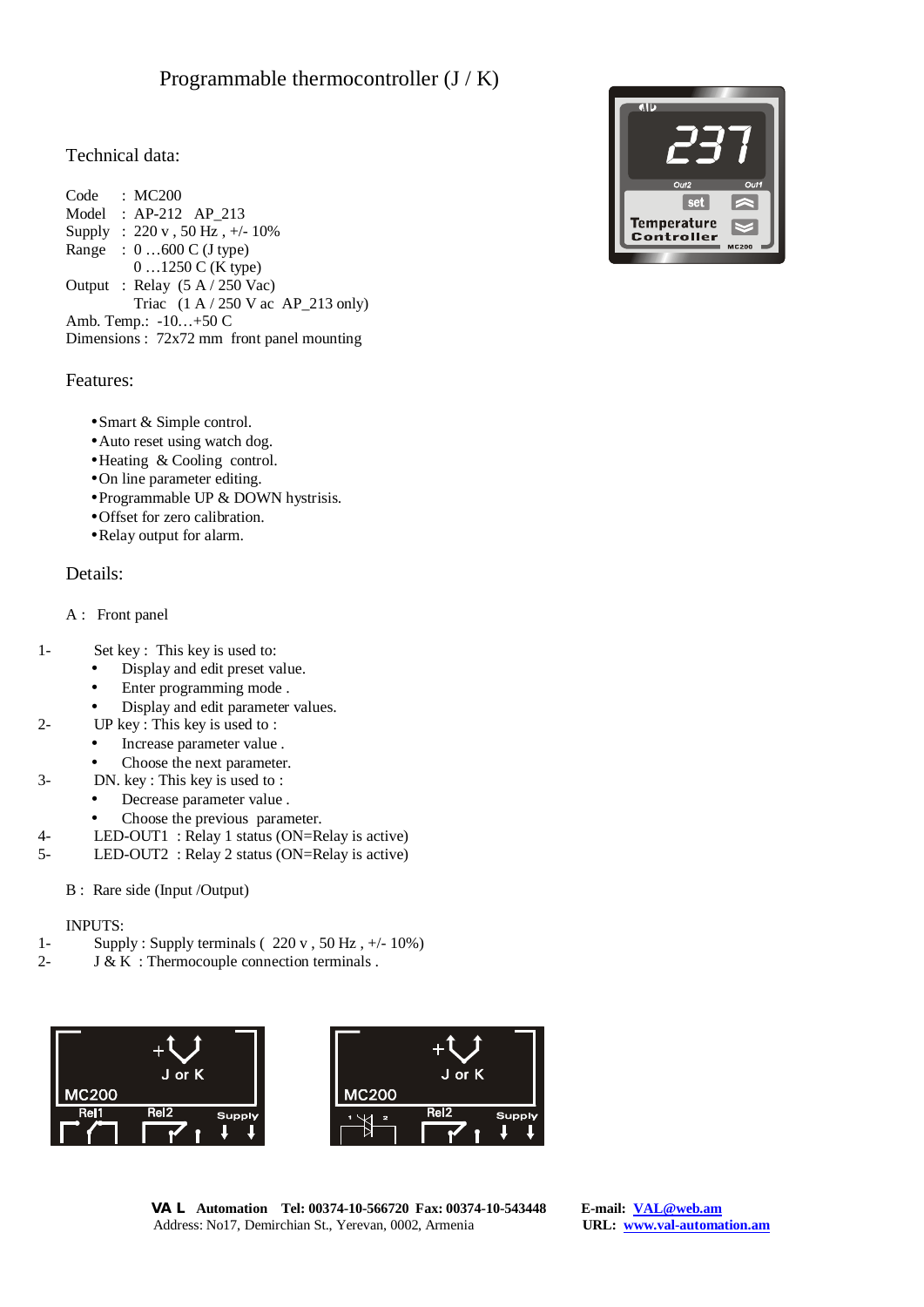# Programmable thermocontroller (J / K)

## Technical data:

Code : MC200
Model : AP-212 AP_213
Supply : 220 v , 50 Hz , +/- 10%
Range : 0 …600 C (J type)
0 …1250 C (K type)
Output : Relay (5 A / 250 Vac)
Triac (1 A / 250 V ac AP_213 only)
Amb. Temp.: -10…+50 C
Dimensions : 72x72 mm front panel mounting

## Features:

- Smart & Simple control.
- Auto reset using watch dog.
- Heating & Cooling control.
- On line parameter editing.
- Programmable UP & DOWN hystrisis.
- Offset for zero calibration.
- Relay output for alarm.

## Details:

A : Front panel

1- Set key : This key is used to:
   - Display and edit preset value.
   - Enter programming mode .
   - Display and edit parameter values.
2- UP key : This key is used to :
   - Increase parameter value .
   - Choose the next parameter.
3- DN. key : This key is used to :
   - Decrease parameter value .
   - Choose the previous parameter.
4- LED-OUT1 : Relay 1 status (ON=Relay is active)
5- LED-OUT2 : Relay 2 status (ON=Relay is active)

B : Rare side (Input /Output)

INPUTS:

1- Supply : Supply terminals ( 220 v , 50 Hz , +/- 10%)
2- J & K : Thermocouple connection terminals .

**VA L Automation Tel: 00374-10-566720 Fax: 00374-10-543448** **E-mail: VAL@web.am**
Address: No17, Demirchian St., Yerevan, 0002, Armenia **URL: www.val-automation.am**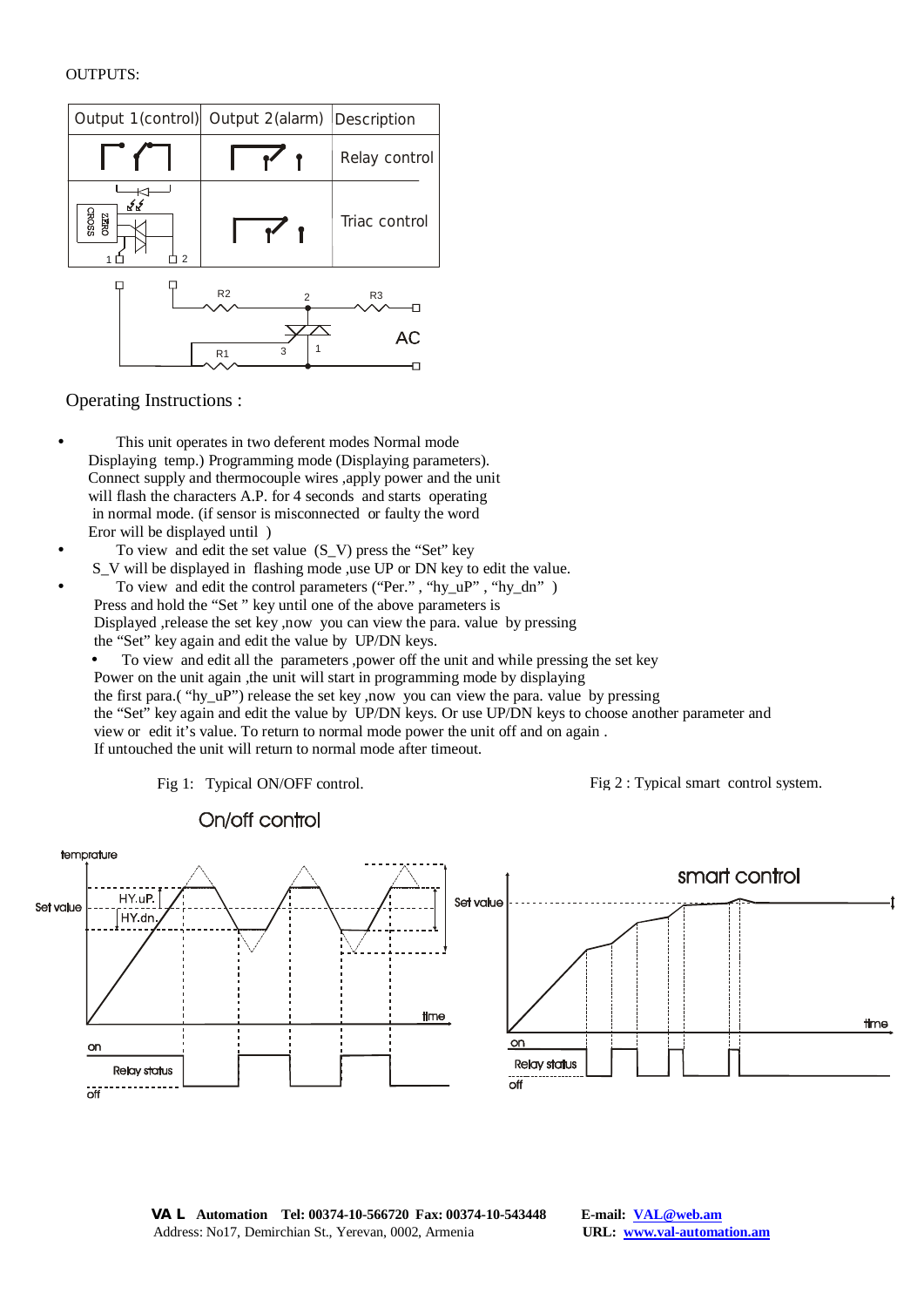OUTPUTS:

| Output 1(control) | Output 2(alarm) | Description |
|---|---|---|
| | | Relay control |
| ZERO CROSS 1 2 | | Triac control |

R2 2 R3 AC R1 3 1

Operating Instructions :

- This unit operates in two deferent modes Normal mode Displaying temp.) Programming mode (Displaying parameters). Connect supply and thermocouple wires ,apply power and the unit will flash the characters A.P. for 4 seconds and starts operating in normal mode. (if sensor is misconnected or faulty the word Eror will be displayed until )
- To view and edit the set value (S_V) press the "Set" key S_V will be displayed in flashing mode ,use UP or DN key to edit the value.
- To view and edit the control parameters ("Per." , "hy_uP" , "hy_dn" ) Press and hold the "Set " key until one of the above parameters is Displayed ,release the set key ,now you can view the para. value by pressing the "Set" key again and edit the value by UP/DN keys.
  - To view and edit all the parameters ,power off the unit and while pressing the set key Power on the unit again ,the unit will start in programming mode by displaying the first para.( "hy_uP") release the set key ,now you can view the para. value by pressing the "Set" key again and edit the value by UP/DN keys. Or use UP/DN keys to choose another parameter and view or edit it's value. To return to normal mode power the unit off and on again . If untouched the unit will return to normal mode after timeout.

Fig 1: Typical ON/OFF control.

On/off control

temprature, Set value, HY.uP., HY.dn., time, on, Relay status, off

Fig 2 : Typical smart control system.

smart control

Set value, time, on, Relay status, off

**VA L Automation Tel: 00374-10-566720 Fax: 00374-10-543448** **E-mail: VAL@web.am**
Address: No17, Demirchian St., Yerevan, 0002, Armenia **URL: www.val-automation.am**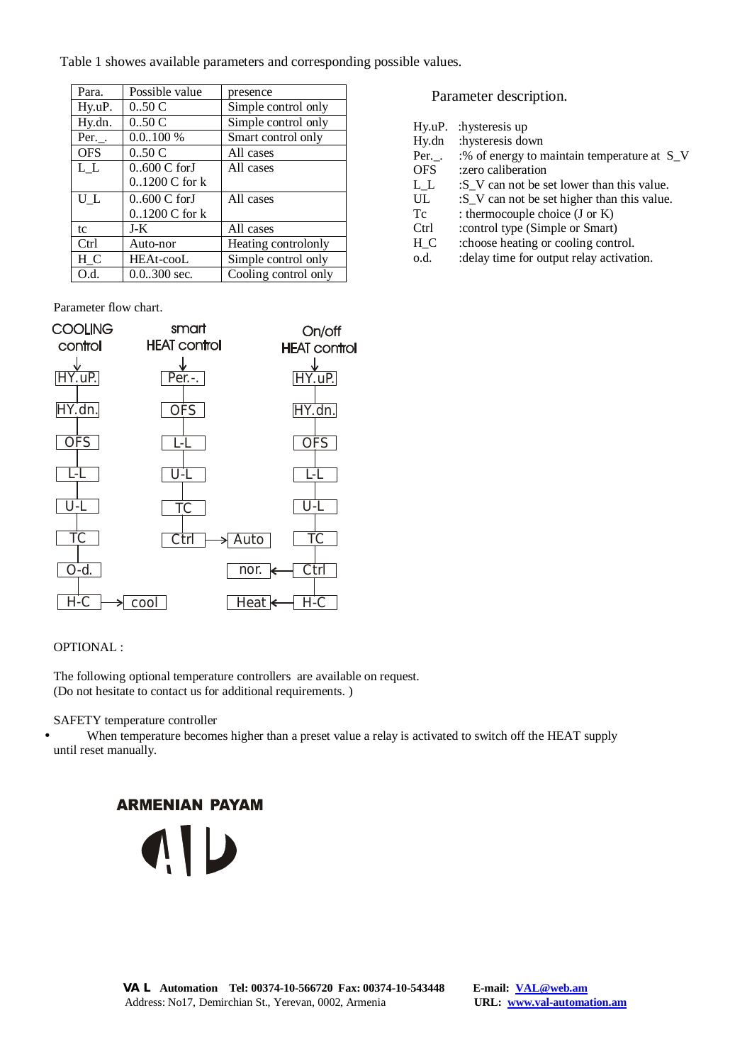Table 1 showes available parameters and corresponding possible values.

| Para. | Possible value | presence |
|---|---|---|
| Hy.uP. | 0..50 C | Simple control only |
| Hy.dn. | 0..50 C | Simple control only |
| Per._. | 0.0..100 % | Smart control only |
| OFS | 0..50 C | All cases |
| L_L | 0..600 C forJ<br>0..1200 C for k | All cases |
| U_L | 0..600 C forJ<br>0..1200 C for k | All cases |
| tc | J-K | All cases |
| Ctrl | Auto-nor | Heating controlonly |
| H_C | HEAt-cooL | Simple control only |
| O.d. | 0.0..300 sec. | Cooling control only |

Parameter description.

Hy.uP. :hysteresis up
Hy.dn :hysteresis down
Per._. :% of energy to maintain temperature at S_V
OFS :zero caliberation
L_L :S_V can not be set lower than this value.
UL :S_V can not be set higher than this value.
Tc : thermocouple choice (J or K)
Ctrl :control type (Simple or Smart)
H_C :choose heating or cooling control.
o.d. :delay time for output relay activation.

Parameter flow chart.

COOLING control
HY.uP.
HY.dn.
OFS
L-L
U-L
TC
O-d.
H-C
cool

smart HEAT control
Per.-.
OFS
L-L
U-L
TC
Ctrl
Auto

On/off HEAT control
HY.uP.
HY.dn.
OFS
L-L
U-L
TC
Ctrl
nor.
H-C
Heat

OPTIONAL :

The following optional temperature controllers are available on request.
(Do not hesitate to contact us for additional requirements. )

SAFETY temperature controller

- When temperature becomes higher than a preset value a relay is activated to switch off the HEAT supply until reset manually.

**ARMENIAN PAYAM**

**VAL Automation Tel: 00374-10-566720 Fax: 00374-10-543448** **E-mail: VAL@web.am**
Address: No17, Demirchian St., Yerevan, 0002, Armenia **URL: www.val-automation.am**